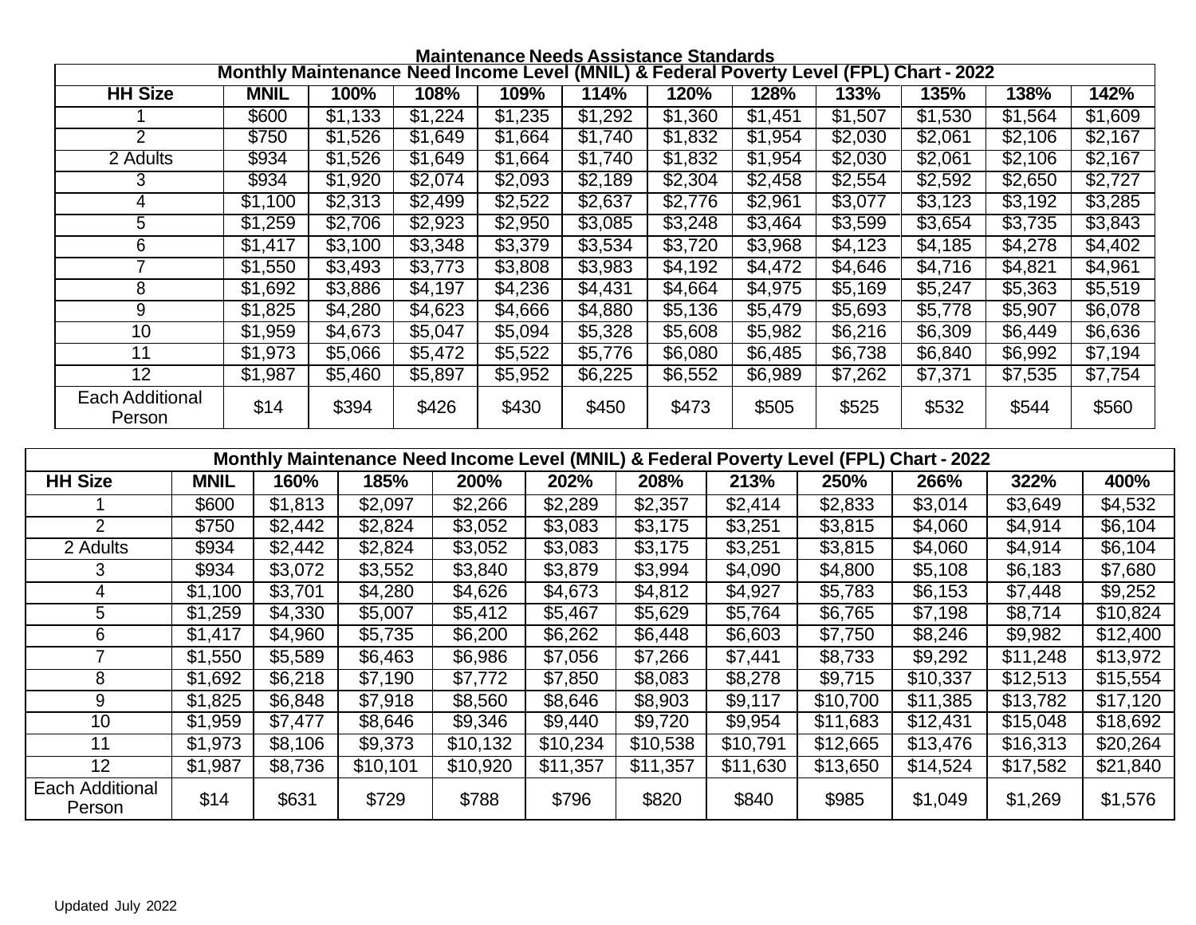## Maintenance Needs Assistance Standards

| Monthly Maintenance Need Income Level (MNIL) & Federal Poverty Level (FPL) Chart - 2022 | | | | | | | | | | | |
|---|---|---|---|---|---|---|---|---|---|---|---|
| **HH Size** | **MNIL** | **100%** | **108%** | **109%** | **114%** | **120%** | **128%** | **133%** | **135%** | **138%** | **142%** |
| 1 | $600 | $1,133 | $1,224 | $1,235 | $1,292 | $1,360 | $1,451 | $1,507 | $1,530 | $1,564 | $1,609 |
| 2 | $750 | $1,526 | $1,649 | $1,664 | $1,740 | $1,832 | $1,954 | $2,030 | $2,061 | $2,106 | $2,167 |
| 2 Adults | $934 | $1,526 | $1,649 | $1,664 | $1,740 | $1,832 | $1,954 | $2,030 | $2,061 | $2,106 | $2,167 |
| 3 | $934 | $1,920 | $2,074 | $2,093 | $2,189 | $2,304 | $2,458 | $2,554 | $2,592 | $2,650 | $2,727 |
| 4 | $1,100 | $2,313 | $2,499 | $2,522 | $2,637 | $2,776 | $2,961 | $3,077 | $3,123 | $3,192 | $3,285 |
| 5 | $1,259 | $2,706 | $2,923 | $2,950 | $3,085 | $3,248 | $3,464 | $3,599 | $3,654 | $3,735 | $3,843 |
| 6 | $1,417 | $3,100 | $3,348 | $3,379 | $3,534 | $3,720 | $3,968 | $4,123 | $4,185 | $4,278 | $4,402 |
| 7 | $1,550 | $3,493 | $3,773 | $3,808 | $3,983 | $4,192 | $4,472 | $4,646 | $4,716 | $4,821 | $4,961 |
| 8 | $1,692 | $3,886 | $4,197 | $4,236 | $4,431 | $4,664 | $4,975 | $5,169 | $5,247 | $5,363 | $5,519 |
| 9 | $1,825 | $4,280 | $4,623 | $4,666 | $4,880 | $5,136 | $5,479 | $5,693 | $5,778 | $5,907 | $6,078 |
| 10 | $1,959 | $4,673 | $5,047 | $5,094 | $5,328 | $5,608 | $5,982 | $6,216 | $6,309 | $6,449 | $6,636 |
| 11 | $1,973 | $5,066 | $5,472 | $5,522 | $5,776 | $6,080 | $6,485 | $6,738 | $6,840 | $6,992 | $7,194 |
| 12 | $1,987 | $5,460 | $5,897 | $5,952 | $6,225 | $6,552 | $6,989 | $7,262 | $7,371 | $7,535 | $7,754 |
| Each Additional Person | $14 | $394 | $426 | $430 | $450 | $473 | $505 | $525 | $532 | $544 | $560 |

| Monthly Maintenance Need Income Level (MNIL) & Federal Poverty Level (FPL) Chart - 2022 | | | | | | | | | | | |
|---|---|---|---|---|---|---|---|---|---|---|---|
| **HH Size** | **MNIL** | **160%** | **185%** | **200%** | **202%** | **208%** | **213%** | **250%** | **266%** | **322%** | **400%** |
| 1 | $600 | $1,813 | $2,097 | $2,266 | $2,289 | $2,357 | $2,414 | $2,833 | $3,014 | $3,649 | $4,532 |
| 2 | $750 | $2,442 | $2,824 | $3,052 | $3,083 | $3,175 | $3,251 | $3,815 | $4,060 | $4,914 | $6,104 |
| 2 Adults | $934 | $2,442 | $2,824 | $3,052 | $3,083 | $3,175 | $3,251 | $3,815 | $4,060 | $4,914 | $6,104 |
| 3 | $934 | $3,072 | $3,552 | $3,840 | $3,879 | $3,994 | $4,090 | $4,800 | $5,108 | $6,183 | $7,680 |
| 4 | $1,100 | $3,701 | $4,280 | $4,626 | $4,673 | $4,812 | $4,927 | $5,783 | $6,153 | $7,448 | $9,252 |
| 5 | $1,259 | $4,330 | $5,007 | $5,412 | $5,467 | $5,629 | $5,764 | $6,765 | $7,198 | $8,714 | $10,824 |
| 6 | $1,417 | $4,960 | $5,735 | $6,200 | $6,262 | $6,448 | $6,603 | $7,750 | $8,246 | $9,982 | $12,400 |
| 7 | $1,550 | $5,589 | $6,463 | $6,986 | $7,056 | $7,266 | $7,441 | $8,733 | $9,292 | $11,248 | $13,972 |
| 8 | $1,692 | $6,218 | $7,190 | $7,772 | $7,850 | $8,083 | $8,278 | $9,715 | $10,337 | $12,513 | $15,554 |
| 9 | $1,825 | $6,848 | $7,918 | $8,560 | $8,646 | $8,903 | $9,117 | $10,700 | $11,385 | $13,782 | $17,120 |
| 10 | $1,959 | $7,477 | $8,646 | $9,346 | $9,440 | $9,720 | $9,954 | $11,683 | $12,431 | $15,048 | $18,692 |
| 11 | $1,973 | $8,106 | $9,373 | $10,132 | $10,234 | $10,538 | $10,791 | $12,665 | $13,476 | $16,313 | $20,264 |
| 12 | $1,987 | $8,736 | $10,101 | $10,920 | $11,357 | $11,357 | $11,630 | $13,650 | $14,524 | $17,582 | $21,840 |
| Each Additional Person | $14 | $631 | $729 | $788 | $796 | $820 | $840 | $985 | $1,049 | $1,269 | $1,576 |

Updated July 2022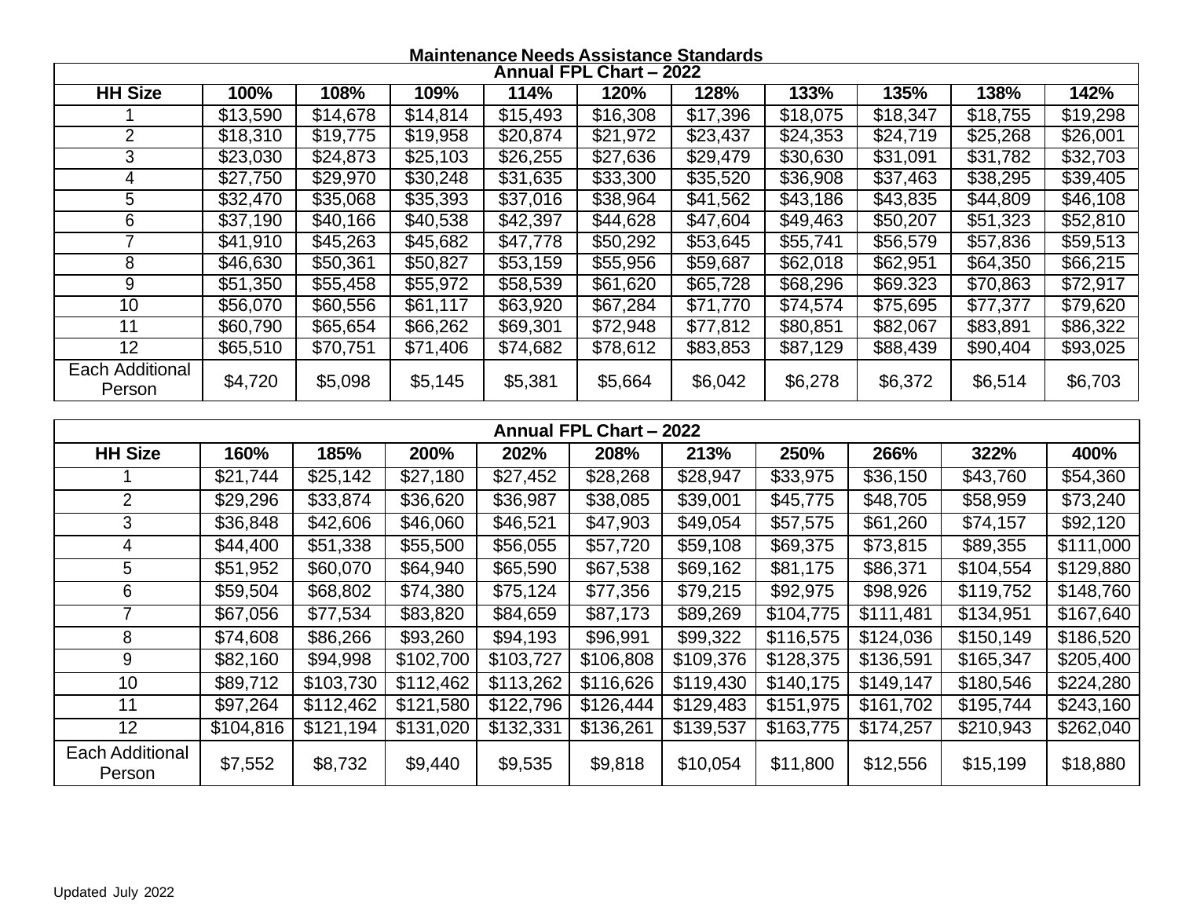# Maintenance Needs Assistance Standards

| Annual FPL Chart – 2022 | | | | | | | | | | |
|---|---|---|---|---|---|---|---|---|---|---|
| **HH Size** | **100%** | **108%** | **109%** | **114%** | **120%** | **128%** | **133%** | **135%** | **138%** | **142%** |
| 1 | $13,590 | $14,678 | $14,814 | $15,493 | $16,308 | $17,396 | $18,075 | $18,347 | $18,755 | $19,298 |
| 2 | $18,310 | $19,775 | $19,958 | $20,874 | $21,972 | $23,437 | $24,353 | $24,719 | $25,268 | $26,001 |
| 3 | $23,030 | $24,873 | $25,103 | $26,255 | $27,636 | $29,479 | $30,630 | $31,091 | $31,782 | $32,703 |
| 4 | $27,750 | $29,970 | $30,248 | $31,635 | $33,300 | $35,520 | $36,908 | $37,463 | $38,295 | $39,405 |
| 5 | $32,470 | $35,068 | $35,393 | $37,016 | $38,964 | $41,562 | $43,186 | $43,835 | $44,809 | $46,108 |
| 6 | $37,190 | $40,166 | $40,538 | $42,397 | $44,628 | $47,604 | $49,463 | $50,207 | $51,323 | $52,810 |
| 7 | $41,910 | $45,263 | $45,682 | $47,778 | $50,292 | $53,645 | $55,741 | $56,579 | $57,836 | $59,513 |
| 8 | $46,630 | $50,361 | $50,827 | $53,159 | $55,956 | $59,687 | $62,018 | $62,951 | $64,350 | $66,215 |
| 9 | $51,350 | $55,458 | $55,972 | $58,539 | $61,620 | $65,728 | $68,296 | $69.323 | $70,863 | $72,917 |
| 10 | $56,070 | $60,556 | $61,117 | $63,920 | $67,284 | $71,770 | $74,574 | $75,695 | $77,377 | $79,620 |
| 11 | $60,790 | $65,654 | $66,262 | $69,301 | $72,948 | $77,812 | $80,851 | $82,067 | $83,891 | $86,322 |
| 12 | $65,510 | $70,751 | $71,406 | $74,682 | $78,612 | $83,853 | $87,129 | $88,439 | $90,404 | $93,025 |
| Each Additional Person | $4,720 | $5,098 | $5,145 | $5,381 | $5,664 | $6,042 | $6,278 | $6,372 | $6,514 | $6,703 |

| Annual FPL Chart – 2022 | | | | | | | | | | |
|---|---|---|---|---|---|---|---|---|---|---|
| **HH Size** | **160%** | **185%** | **200%** | **202%** | **208%** | **213%** | **250%** | **266%** | **322%** | **400%** |
| 1 | $21,744 | $25,142 | $27,180 | $27,452 | $28,268 | $28,947 | $33,975 | $36,150 | $43,760 | $54,360 |
| 2 | $29,296 | $33,874 | $36,620 | $36,987 | $38,085 | $39,001 | $45,775 | $48,705 | $58,959 | $73,240 |
| 3 | $36,848 | $42,606 | $46,060 | $46,521 | $47,903 | $49,054 | $57,575 | $61,260 | $74,157 | $92,120 |
| 4 | $44,400 | $51,338 | $55,500 | $56,055 | $57,720 | $59,108 | $69,375 | $73,815 | $89,355 | $111,000 |
| 5 | $51,952 | $60,070 | $64,940 | $65,590 | $67,538 | $69,162 | $81,175 | $86,371 | $104,554 | $129,880 |
| 6 | $59,504 | $68,802 | $74,380 | $75,124 | $77,356 | $79,215 | $92,975 | $98,926 | $119,752 | $148,760 |
| 7 | $67,056 | $77,534 | $83,820 | $84,659 | $87,173 | $89,269 | $104,775 | $111,481 | $134,951 | $167,640 |
| 8 | $74,608 | $86,266 | $93,260 | $94,193 | $96,991 | $99,322 | $116,575 | $124,036 | $150,149 | $186,520 |
| 9 | $82,160 | $94,998 | $102,700 | $103,727 | $106,808 | $109,376 | $128,375 | $136,591 | $165,347 | $205,400 |
| 10 | $89,712 | $103,730 | $112,462 | $113,262 | $116,626 | $119,430 | $140,175 | $149,147 | $180,546 | $224,280 |
| 11 | $97,264 | $112,462 | $121,580 | $122,796 | $126,444 | $129,483 | $151,975 | $161,702 | $195,744 | $243,160 |
| 12 | $104,816 | $121,194 | $131,020 | $132,331 | $136,261 | $139,537 | $163,775 | $174,257 | $210,943 | $262,040 |
| Each Additional Person | $7,552 | $8,732 | $9,440 | $9,535 | $9,818 | $10,054 | $11,800 | $12,556 | $15,199 | $18,880 |

Updated July 2022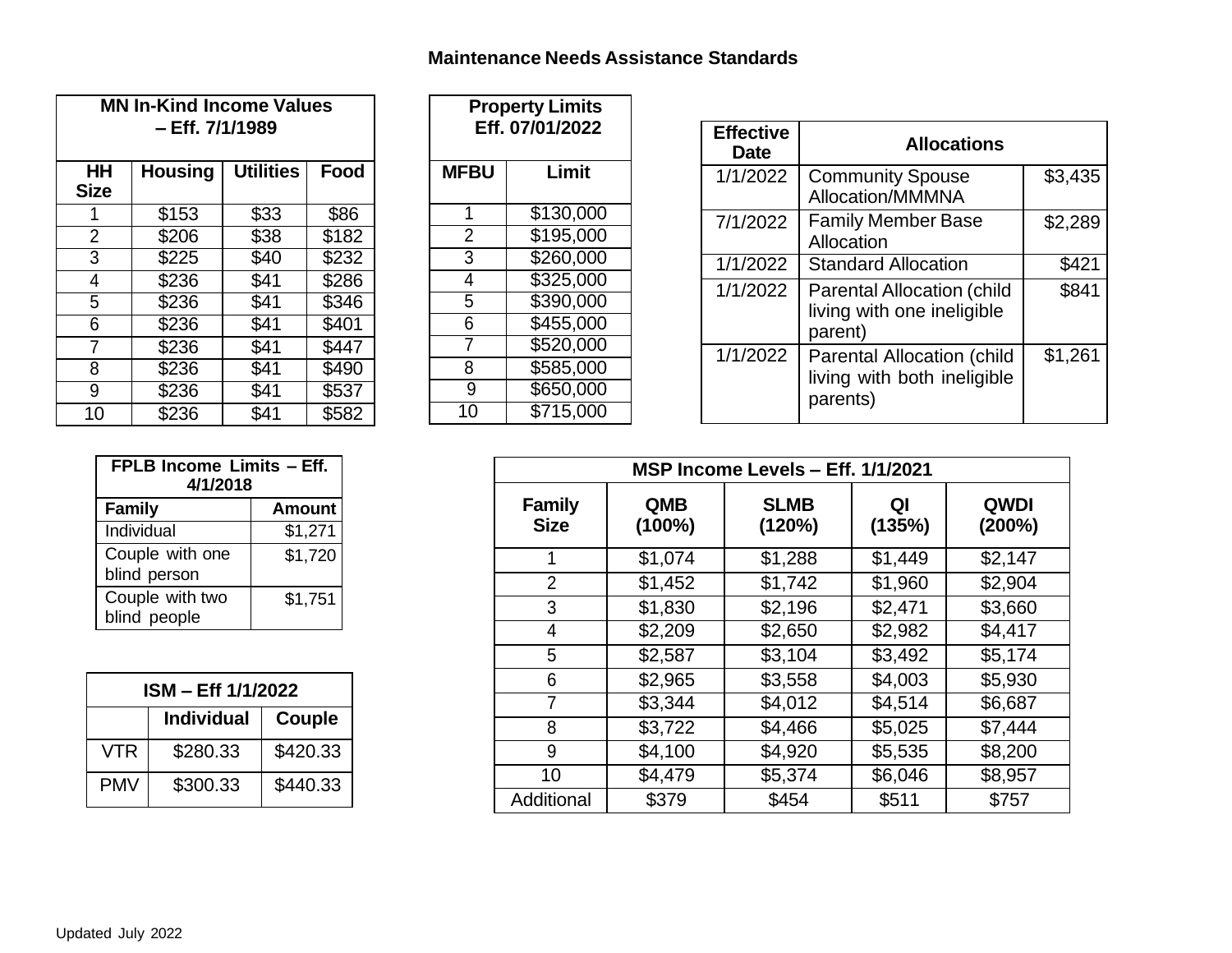# Maintenance Needs Assistance Standards

| MN In-Kind Income Values – Eff. 7/1/1989 | | | |
|---|---|---|---|
| **HH Size** | **Housing** | **Utilities** | **Food** |
| 1 | $153 | $33 | $86 |
| 2 | $206 | $38 | $182 |
| 3 | $225 | $40 | $232 |
| 4 | $236 | $41 | $286 |
| 5 | $236 | $41 | $346 |
| 6 | $236 | $41 | $401 |
| 7 | $236 | $41 | $447 |
| 8 | $236 | $41 | $490 |
| 9 | $236 | $41 | $537 |
| 10 | $236 | $41 | $582 |

| Property Limits Eff. 07/01/2022 | |
|---|---|
| **MFBU** | **Limit** |
| 1 | $130,000 |
| 2 | $195,000 |
| 3 | $260,000 |
| 4 | $325,000 |
| 5 | $390,000 |
| 6 | $455,000 |
| 7 | $520,000 |
| 8 | $585,000 |
| 9 | $650,000 |
| 10 | $715,000 |

| Effective Date | Allocations | |
|---|---|---|
| 1/1/2022 | Community Spouse Allocation/MMMNA | $3,435 |
| 7/1/2022 | Family Member Base Allocation | $2,289 |
| 1/1/2022 | Standard Allocation | $421 |
| 1/1/2022 | Parental Allocation (child living with one ineligible parent) | $841 |
| 1/1/2022 | Parental Allocation (child living with both ineligible parents) | $1,261 |

| FPLB Income Limits – Eff. 4/1/2018 | |
|---|---|
| **Family** | **Amount** |
| Individual | $1,271 |
| Couple with one blind person | $1,720 |
| Couple with two blind people | $1,751 |

| ISM – Eff 1/1/2022 | | |
|---|---|---|
| | **Individual** | **Couple** |
| VTR | $280.33 | $420.33 |
| PMV | $300.33 | $440.33 |

| MSP Income Levels – Eff. 1/1/2021 | | | | |
|---|---|---|---|---|
| **Family Size** | **QMB (100%)** | **SLMB (120%)** | **QI (135%)** | **QWDI (200%)** |
| 1 | $1,074 | $1,288 | $1,449 | $2,147 |
| 2 | $1,452 | $1,742 | $1,960 | $2,904 |
| 3 | $1,830 | $2,196 | $2,471 | $3,660 |
| 4 | $2,209 | $2,650 | $2,982 | $4,417 |
| 5 | $2,587 | $3,104 | $3,492 | $5,174 |
| 6 | $2,965 | $3,558 | $4,003 | $5,930 |
| 7 | $3,344 | $4,012 | $4,514 | $6,687 |
| 8 | $3,722 | $4,466 | $5,025 | $7,444 |
| 9 | $4,100 | $4,920 | $5,535 | $8,200 |
| 10 | $4,479 | $5,374 | $6,046 | $8,957 |
| Additional | $379 | $454 | $511 | $757 |

Updated July 2022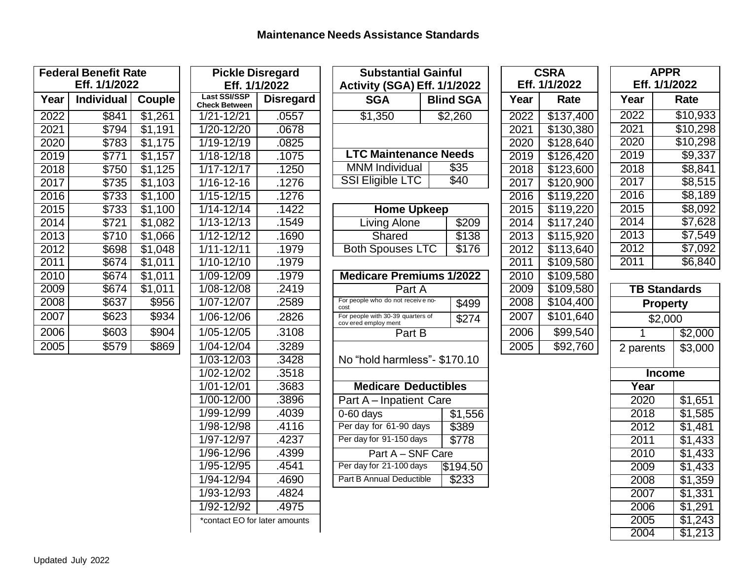# Maintenance Needs Assistance Standards

| Federal Benefit Rate Eff. 1/1/2022 | | |
|---|---|---|
| Year | Individual | Couple |
| 2022 | $841 | $1,261 |
| 2021 | $794 | $1,191 |
| 2020 | $783 | $1,175 |
| 2019 | $771 | $1,157 |
| 2018 | $750 | $1,125 |
| 2017 | $735 | $1,103 |
| 2016 | $733 | $1,100 |
| 2015 | $733 | $1,100 |
| 2014 | $721 | $1,082 |
| 2013 | $710 | $1,066 |
| 2012 | $698 | $1,048 |
| 2011 | $674 | $1,011 |
| 2010 | $674 | $1,011 |
| 2009 | $674 | $1,011 |
| 2008 | $637 | $956 |
| 2007 | $623 | $934 |
| 2006 | $603 | $904 |
| 2005 | $579 | $869 |

| Pickle Disregard Eff. 1/1/2022 | |
|---|---|
| Last SSI/SSP Check Between | Disregard |
| 1/21-12/21 | .0557 |
| 1/20-12/20 | .0678 |
| 1/19-12/19 | .0825 |
| 1/18-12/18 | .1075 |
| 1/17-12/17 | .1250 |
| 1/16-12-16 | .1276 |
| 1/15-12/15 | .1276 |
| 1/14-12/14 | .1422 |
| 1/13-12/13 | .1549 |
| 1/12-12/12 | .1690 |
| 1/11-12/11 | .1979 |
| 1/10-12/10 | .1979 |
| 1/09-12/09 | .1979 |
| 1/08-12/08 | .2419 |
| 1/07-12/07 | .2589 |
| 1/06-12/06 | .2826 |
| 1/05-12/05 | .3108 |
| 1/04-12/04 | .3289 |
| 1/03-12/03 | .3428 |
| 1/02-12/02 | .3518 |
| 1/01-12/01 | .3683 |
| 1/00-12/00 | .3896 |
| 1/99-12/99 | .4039 |
| 1/98-12/98 | .4116 |
| 1/97-12/97 | .4237 |
| 1/96-12/96 | .4399 |
| 1/95-12/95 | .4541 |
| 1/94-12/94 | .4690 |
| 1/93-12/93 | .4824 |
| 1/92-12/92 | .4975 |
| *contact EO for later amounts | |

| Substantial Gainful Activity (SGA) Eff. 1/1/2022 | |
|---|---|
| SGA | Blind SGA |
| $1,350 | $2,260 |

| LTC Maintenance Needs | |
|---|---|
| MNM Individual | $35 |
| SSI Eligible LTC | $40 |

| Home Upkeep | |
|---|---|
| Living Alone | $209 |
| Shared | $138 |
| Both Spouses LTC | $176 |

| Medicare Premiums 1/2022 | |
|---|---|
| Part A | |
| For people who do not receive no-cost | $499 |
| For people with 30-39 quarters of covered employment | $274 |
| Part B | |
| No "hold harmless"- $170.10 | |

| Medicare Deductibles | |
|---|---|
| Part A – Inpatient Care | |
| 0-60 days | $1,556 |
| Per day for 61-90 days | $389 |
| Per day for 91-150 days | $778 |
| Part A – SNF Care | |
| Per day for 21-100 days | $194.50 |
| Part B Annual Deductible | $233 |

| CSRA Eff. 1/1/2022 | |
|---|---|
| Year | Rate |
| 2022 | $137,400 |
| 2021 | $130,380 |
| 2020 | $128,640 |
| 2019 | $126,420 |
| 2018 | $123,600 |
| 2017 | $120,900 |
| 2016 | $119,220 |
| 2015 | $119,220 |
| 2014 | $117,240 |
| 2013 | $115,920 |
| 2012 | $113,640 |
| 2011 | $109,580 |
| 2010 | $109,580 |
| 2009 | $109,580 |
| 2008 | $104,400 |
| 2007 | $101,640 |
| 2006 | $99,540 |
| 2005 | $92,760 |

| APPR Eff. 1/1/2022 | |
|---|---|
| Year | Rate |
| 2022 | $10,933 |
| 2021 | $10,298 |
| 2020 | $10,298 |
| 2019 | $9,337 |
| 2018 | $8,841 |
| 2017 | $8,515 |
| 2016 | $8,189 |
| 2015 | $8,092 |
| 2014 | $7,628 |
| 2013 | $7,549 |
| 2012 | $7,092 |
| 2011 | $6,840 |

| TB Standards | |
|---|---|
| Property | |
| $2,000 | |
| 1 | $2,000 |
| 2 parents | $3,000 |
| Income | |
| Year | |
| 2020 | $1,651 |
| 2018 | $1,585 |
| 2012 | $1,481 |
| 2011 | $1,433 |
| 2010 | $1,433 |
| 2009 | $1,433 |
| 2008 | $1,359 |
| 2007 | $1,331 |
| 2006 | $1,291 |
| 2005 | $1,243 |
| 2004 | $1,213 |

Updated July 2022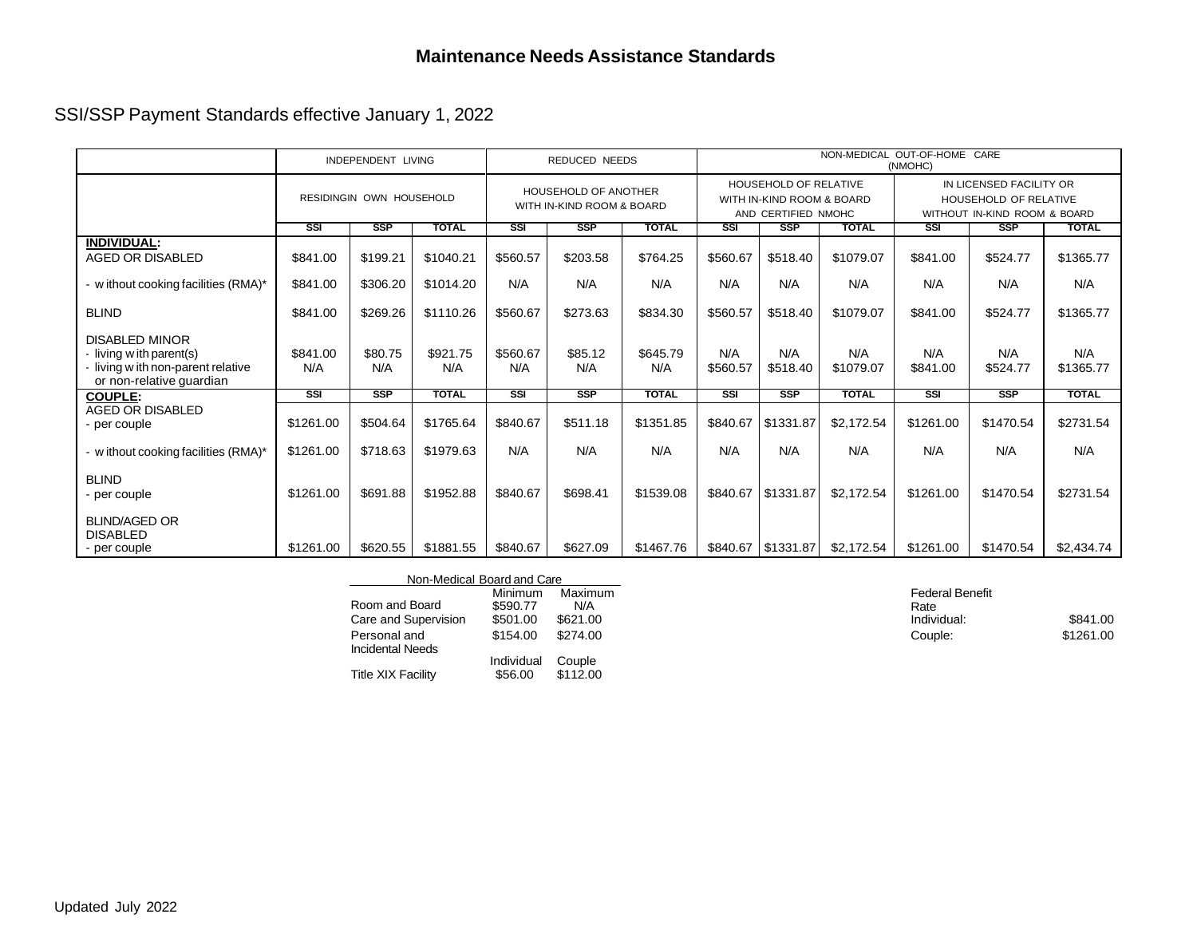# Maintenance Needs Assistance Standards

SSI/SSP Payment Standards effective January 1, 2022

| | INDEPENDENT LIVING | | | REDUCED NEEDS | | | NON-MEDICAL OUT-OF-HOME CARE (NMOHC) | | | | | |
|---|---|---|---|---|---|---|---|---|---|---|---|---|
| | RESIDINGIN OWN HOUSEHOLD | | | HOUSEHOLD OF ANOTHER WITH IN-KIND ROOM & BOARD | | | HOUSEHOLD OF RELATIVE WITH IN-KIND ROOM & BOARD AND CERTIFIED NMOHC | | | IN LICENSED FACILITY OR HOUSEHOLD OF RELATIVE WITHOUT IN-KIND ROOM & BOARD | | |
| | SSI | SSP | TOTAL | SSI | SSP | TOTAL | SSI | SSP | TOTAL | SSI | SSP | TOTAL |
| **INDIVIDUAL:** | | | | | | | | | | | | |
| AGED OR DISABLED | $841.00 | $199.21 | $1040.21 | $560.57 | $203.58 | $764.25 | $560.67 | $518.40 | $1079.07 | $841.00 | $524.77 | $1365.77 |
| - without cooking facilities (RMA)* | $841.00 | $306.20 | $1014.20 | N/A | N/A | N/A | N/A | N/A | N/A | N/A | N/A | N/A |
| BLIND | $841.00 | $269.26 | $1110.26 | $560.67 | $273.63 | $834.30 | $560.57 | $518.40 | $1079.07 | $841.00 | $524.77 | $1365.77 |
| DISABLED MINOR | | | | | | | | | | | | |
| - living with parent(s) | $841.00 | $80.75 | $921.75 | $560.67 | $85.12 | $645.79 | N/A | N/A | N/A | N/A | N/A | N/A |
| - living with non-parent relative or non-relative guardian | N/A | N/A | N/A | N/A | N/A | N/A | $560.57 | $518.40 | $1079.07 | $841.00 | $524.77 | $1365.77 |
| **COUPLE:** | SSI | SSP | TOTAL | SSI | SSP | TOTAL | SSI | SSP | TOTAL | SSI | SSP | TOTAL |
| AGED OR DISABLED - per couple | $1261.00 | $504.64 | $1765.64 | $840.67 | $511.18 | $1351.85 | $840.67 | $1331.87 | $2,172.54 | $1261.00 | $1470.54 | $2731.54 |
| - without cooking facilities (RMA)* | $1261.00 | $718.63 | $1979.63 | N/A | N/A | N/A | N/A | N/A | N/A | N/A | N/A | N/A |
| BLIND - per couple | $1261.00 | $691.88 | $1952.88 | $840.67 | $698.41 | $1539.08 | $840.67 | $1331.87 | $2,172.54 | $1261.00 | $1470.54 | $2731.54 |
| BLIND/AGED OR DISABLED - per couple | $1261.00 | $620.55 | $1881.55 | $840.67 | $627.09 | $1467.76 | $840.67 | $1331.87 | $2,172.54 | $1261.00 | $1470.54 | $2,434.74 |

| Non-Medical Board and Care | Minimum | Maximum |
|---|---|---|
| Room and Board | $590.77 | N/A |
| Care and Supervision | $501.00 | $621.00 |
| Personal and Incidental Needs | $154.00 | $274.00 |
| | Individual | Couple |
| Title XIX Facility | $56.00 | $112.00 |

| Federal Benefit Rate | |
|---|---|
| Individual: | $841.00 |
| Couple: | $1261.00 |

Updated July 2022